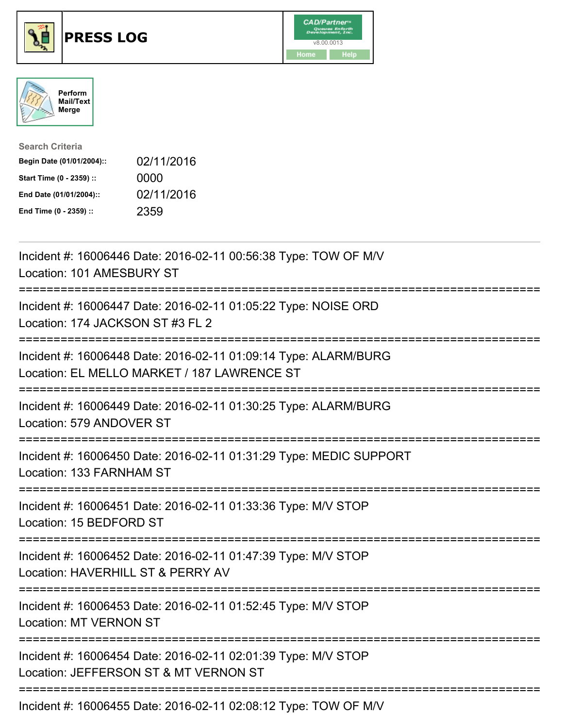# PRESS LOG

Perform Mail/Text Merge

**Search Criteria**

| | |
|---|---|
| **Begin Date (01/01/2004)::** | 02/11/2016 |
| **Start Time (0 - 2359) ::** | 0000 |
| **End Date (01/01/2004)::** | 02/11/2016 |
| **End Time (0 - 2359) ::** | 2359 |

Incident #: 16006446 Date: 2016-02-11 00:56:38 Type: TOW OF M/V
Location: 101 AMESBURY ST

===========================================================================

Incident #: 16006447 Date: 2016-02-11 01:05:22 Type: NOISE ORD
Location: 174 JACKSON ST #3 FL 2

===========================================================================

Incident #: 16006448 Date: 2016-02-11 01:09:14 Type: ALARM/BURG
Location: EL MELLO MARKET / 187 LAWRENCE ST

===========================================================================

Incident #: 16006449 Date: 2016-02-11 01:30:25 Type: ALARM/BURG
Location: 579 ANDOVER ST

===========================================================================

Incident #: 16006450 Date: 2016-02-11 01:31:29 Type: MEDIC SUPPORT
Location: 133 FARNHAM ST

===========================================================================

Incident #: 16006451 Date: 2016-02-11 01:33:36 Type: M/V STOP
Location: 15 BEDFORD ST

===========================================================================

Incident #: 16006452 Date: 2016-02-11 01:47:39 Type: M/V STOP
Location: HAVERHILL ST & PERRY AV

===========================================================================

Incident #: 16006453 Date: 2016-02-11 01:52:45 Type: M/V STOP
Location: MT VERNON ST

===========================================================================

Incident #: 16006454 Date: 2016-02-11 02:01:39 Type: M/V STOP
Location: JEFFERSON ST & MT VERNON ST

===========================================================================

Incident #: 16006455 Date: 2016-02-11 02:08:12 Type: TOW OF M/V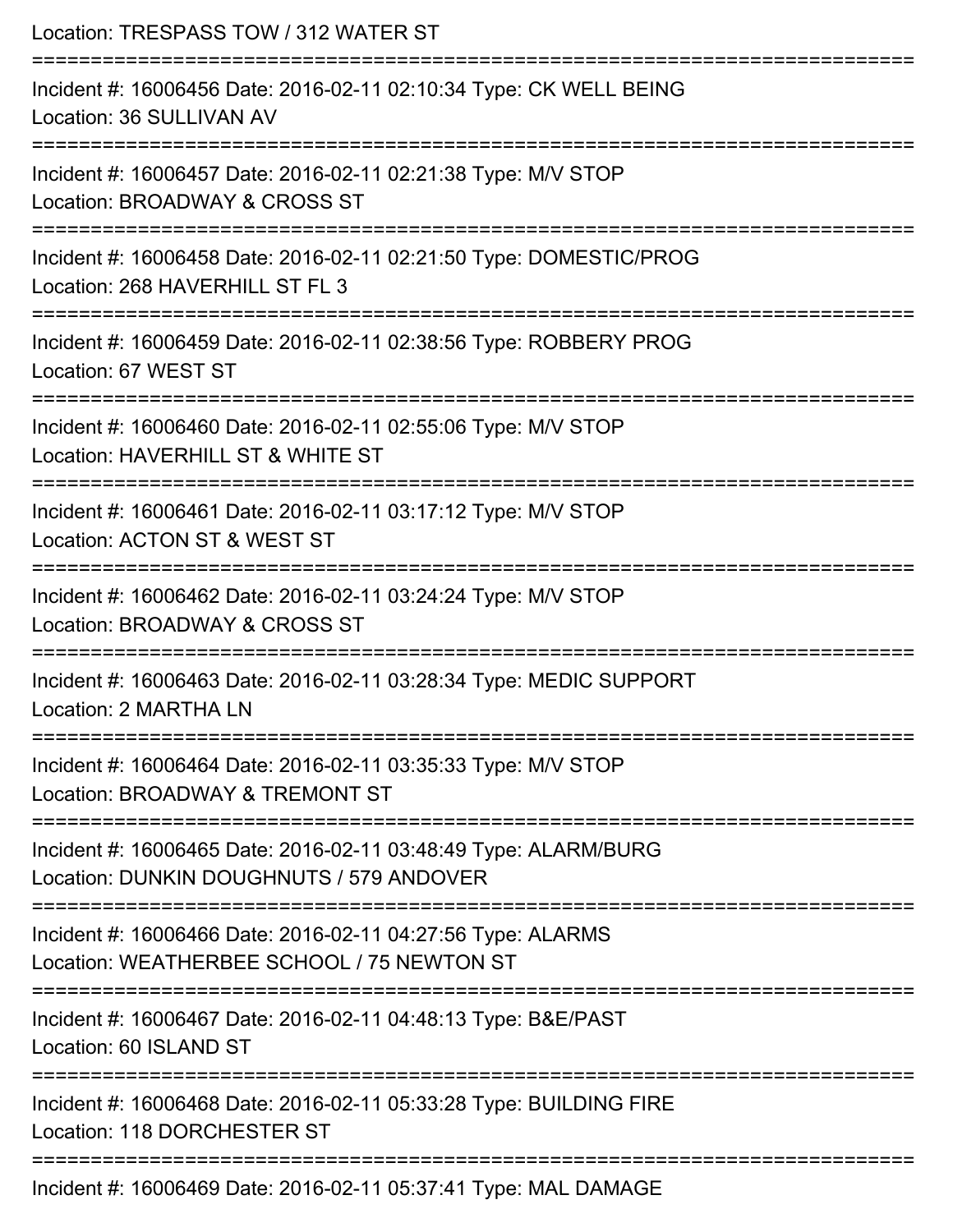Location: TRESPASS TOW / 312 WATER ST

===========================================================================

Incident #: 16006456 Date: 2016-02-11 02:10:34 Type: CK WELL BEING
Location: 36 SULLIVAN AV

===========================================================================

Incident #: 16006457 Date: 2016-02-11 02:21:38 Type: M/V STOP
Location: BROADWAY & CROSS ST

===========================================================================

Incident #: 16006458 Date: 2016-02-11 02:21:50 Type: DOMESTIC/PROG
Location: 268 HAVERHILL ST FL 3

===========================================================================

Incident #: 16006459 Date: 2016-02-11 02:38:56 Type: ROBBERY PROG
Location: 67 WEST ST

===========================================================================

Incident #: 16006460 Date: 2016-02-11 02:55:06 Type: M/V STOP
Location: HAVERHILL ST & WHITE ST

===========================================================================

Incident #: 16006461 Date: 2016-02-11 03:17:12 Type: M/V STOP
Location: ACTON ST & WEST ST

===========================================================================

Incident #: 16006462 Date: 2016-02-11 03:24:24 Type: M/V STOP
Location: BROADWAY & CROSS ST

===========================================================================

Incident #: 16006463 Date: 2016-02-11 03:28:34 Type: MEDIC SUPPORT
Location: 2 MARTHA LN

===========================================================================

Incident #: 16006464 Date: 2016-02-11 03:35:33 Type: M/V STOP
Location: BROADWAY & TREMONT ST

===========================================================================

Incident #: 16006465 Date: 2016-02-11 03:48:49 Type: ALARM/BURG
Location: DUNKIN DOUGHNUTS / 579 ANDOVER

===========================================================================

Incident #: 16006466 Date: 2016-02-11 04:27:56 Type: ALARMS
Location: WEATHERBEE SCHOOL / 75 NEWTON ST

===========================================================================

Incident #: 16006467 Date: 2016-02-11 04:48:13 Type: B&E/PAST
Location: 60 ISLAND ST

===========================================================================

Incident #: 16006468 Date: 2016-02-11 05:33:28 Type: BUILDING FIRE
Location: 118 DORCHESTER ST

===========================================================================

Incident #: 16006469 Date: 2016-02-11 05:37:41 Type: MAL DAMAGE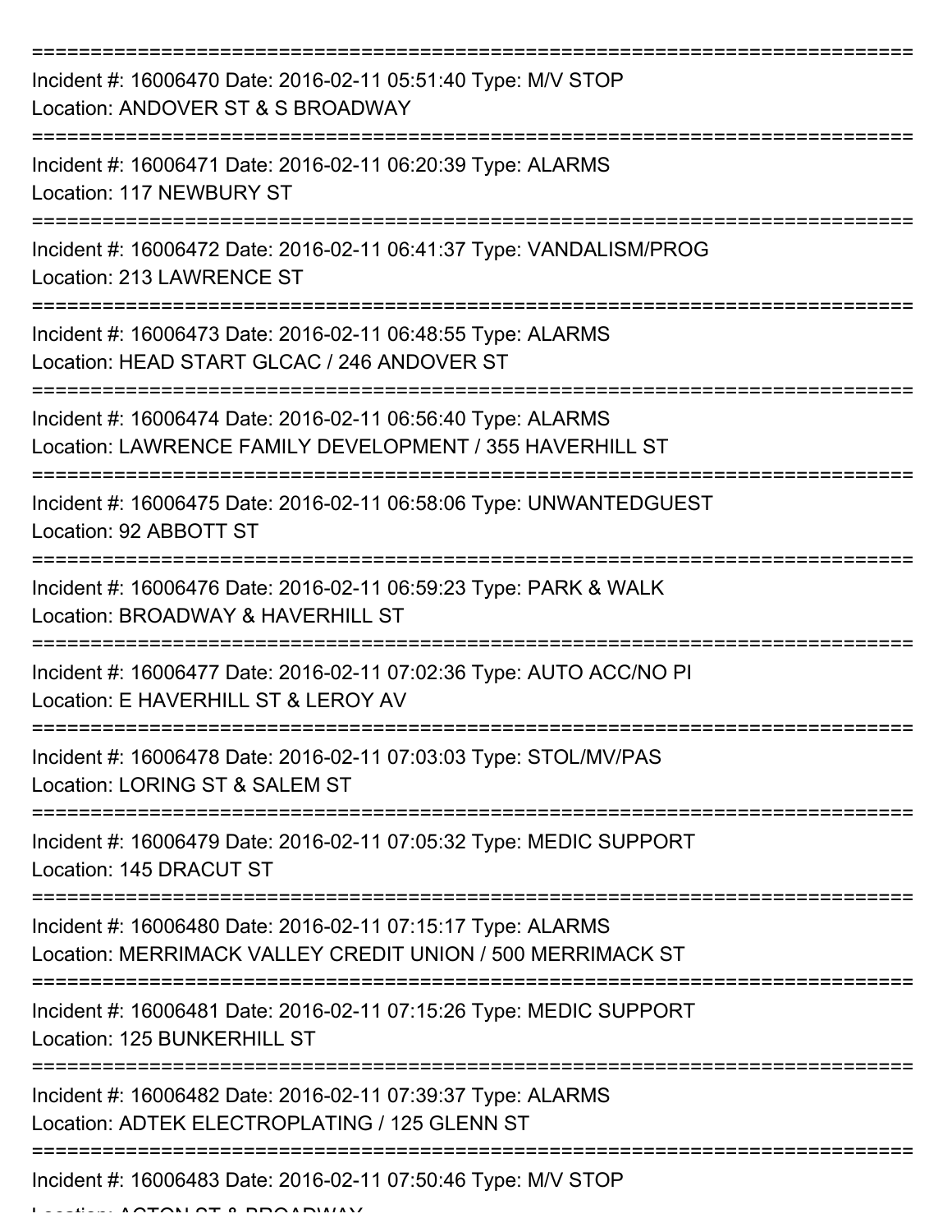===========================================================================

Incident #: 16006470 Date: 2016-02-11 05:51:40 Type: M/V STOP
Location: ANDOVER ST & S BROADWAY

===========================================================================

Incident #: 16006471 Date: 2016-02-11 06:20:39 Type: ALARMS
Location: 117 NEWBURY ST

===========================================================================

Incident #: 16006472 Date: 2016-02-11 06:41:37 Type: VANDALISM/PROG
Location: 213 LAWRENCE ST

===========================================================================

Incident #: 16006473 Date: 2016-02-11 06:48:55 Type: ALARMS
Location: HEAD START GLCAC / 246 ANDOVER ST

===========================================================================

Incident #: 16006474 Date: 2016-02-11 06:56:40 Type: ALARMS
Location: LAWRENCE FAMILY DEVELOPMENT / 355 HAVERHILL ST

===========================================================================

Incident #: 16006475 Date: 2016-02-11 06:58:06 Type: UNWANTEDGUEST
Location: 92 ABBOTT ST

===========================================================================

Incident #: 16006476 Date: 2016-02-11 06:59:23 Type: PARK & WALK
Location: BROADWAY & HAVERHILL ST

===========================================================================

Incident #: 16006477 Date: 2016-02-11 07:02:36 Type: AUTO ACC/NO PI
Location: E HAVERHILL ST & LEROY AV

===========================================================================

Incident #: 16006478 Date: 2016-02-11 07:03:03 Type: STOL/MV/PAS
Location: LORING ST & SALEM ST

===========================================================================

Incident #: 16006479 Date: 2016-02-11 07:05:32 Type: MEDIC SUPPORT
Location: 145 DRACUT ST

===========================================================================

Incident #: 16006480 Date: 2016-02-11 07:15:17 Type: ALARMS
Location: MERRIMACK VALLEY CREDIT UNION / 500 MERRIMACK ST

===========================================================================

Incident #: 16006481 Date: 2016-02-11 07:15:26 Type: MEDIC SUPPORT
Location: 125 BUNKERHILL ST

===========================================================================

Incident #: 16006482 Date: 2016-02-11 07:39:37 Type: ALARMS
Location: ADTEK ELECTROPLATING / 125 GLENN ST

===========================================================================

Incident #: 16006483 Date: 2016-02-11 07:50:46 Type: M/V STOP
Location: ACTON ST & BROADWAY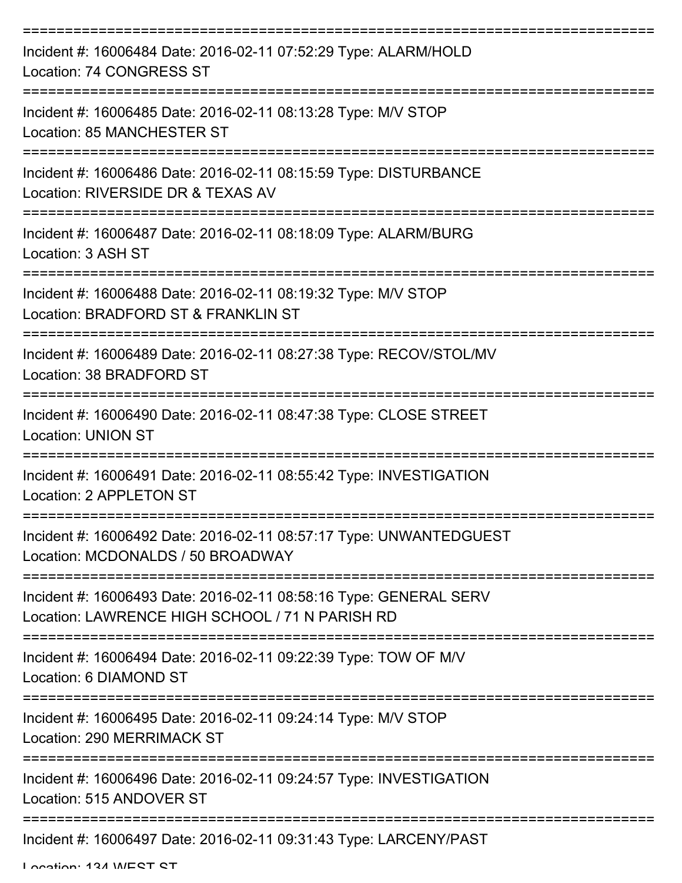Incident #: 16006484 Date: 2016-02-11 07:52:29 Type: ALARM/HOLD
Location: 74 CONGRESS ST

Incident #: 16006485 Date: 2016-02-11 08:13:28 Type: M/V STOP
Location: 85 MANCHESTER ST

Incident #: 16006486 Date: 2016-02-11 08:15:59 Type: DISTURBANCE
Location: RIVERSIDE DR & TEXAS AV

Incident #: 16006487 Date: 2016-02-11 08:18:09 Type: ALARM/BURG
Location: 3 ASH ST

Incident #: 16006488 Date: 2016-02-11 08:19:32 Type: M/V STOP
Location: BRADFORD ST & FRANKLIN ST

Incident #: 16006489 Date: 2016-02-11 08:27:38 Type: RECOV/STOL/MV
Location: 38 BRADFORD ST

Incident #: 16006490 Date: 2016-02-11 08:47:38 Type: CLOSE STREET
Location: UNION ST

Incident #: 16006491 Date: 2016-02-11 08:55:42 Type: INVESTIGATION
Location: 2 APPLETON ST

Incident #: 16006492 Date: 2016-02-11 08:57:17 Type: UNWANTEDGUEST
Location: MCDONALDS / 50 BROADWAY

Incident #: 16006493 Date: 2016-02-11 08:58:16 Type: GENERAL SERV
Location: LAWRENCE HIGH SCHOOL / 71 N PARISH RD

Incident #: 16006494 Date: 2016-02-11 09:22:39 Type: TOW OF M/V
Location: 6 DIAMOND ST

Incident #: 16006495 Date: 2016-02-11 09:24:14 Type: M/V STOP
Location: 290 MERRIMACK ST

Incident #: 16006496 Date: 2016-02-11 09:24:57 Type: INVESTIGATION
Location: 515 ANDOVER ST

Incident #: 16006497 Date: 2016-02-11 09:31:43 Type: LARCENY/PAST
Location: 134 WEST ST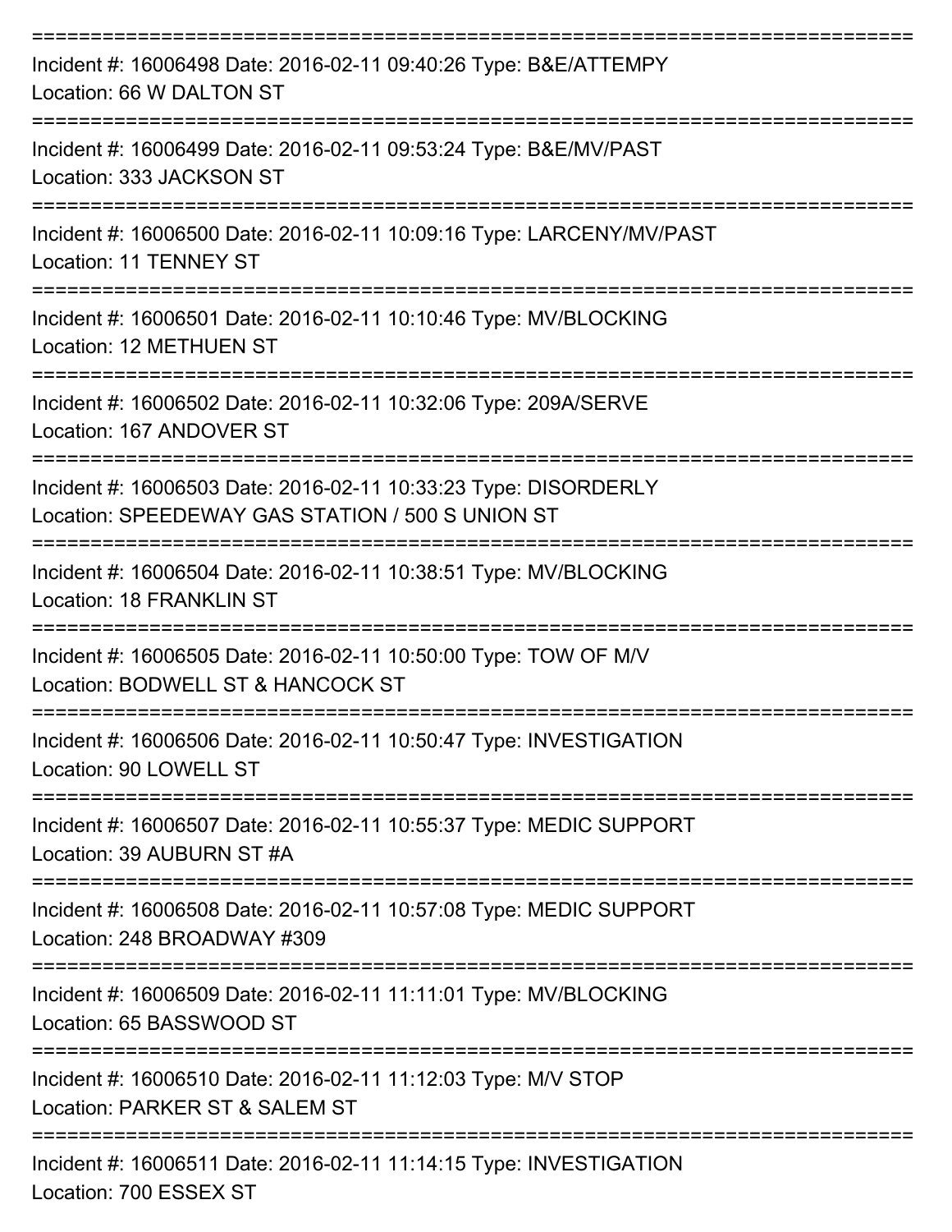===========================================================================

Incident #: 16006498 Date: 2016-02-11 09:40:26 Type: B&E/ATTEMPY
Location: 66 W DALTON ST

===========================================================================

Incident #: 16006499 Date: 2016-02-11 09:53:24 Type: B&E/MV/PAST
Location: 333 JACKSON ST

===========================================================================

Incident #: 16006500 Date: 2016-02-11 10:09:16 Type: LARCENY/MV/PAST
Location: 11 TENNEY ST

===========================================================================

Incident #: 16006501 Date: 2016-02-11 10:10:46 Type: MV/BLOCKING
Location: 12 METHUEN ST

===========================================================================

Incident #: 16006502 Date: 2016-02-11 10:32:06 Type: 209A/SERVE
Location: 167 ANDOVER ST

===========================================================================

Incident #: 16006503 Date: 2016-02-11 10:33:23 Type: DISORDERLY
Location: SPEEDEWAY GAS STATION / 500 S UNION ST

===========================================================================

Incident #: 16006504 Date: 2016-02-11 10:38:51 Type: MV/BLOCKING
Location: 18 FRANKLIN ST

===========================================================================

Incident #: 16006505 Date: 2016-02-11 10:50:00 Type: TOW OF M/V
Location: BODWELL ST & HANCOCK ST

===========================================================================

Incident #: 16006506 Date: 2016-02-11 10:50:47 Type: INVESTIGATION
Location: 90 LOWELL ST

===========================================================================

Incident #: 16006507 Date: 2016-02-11 10:55:37 Type: MEDIC SUPPORT
Location: 39 AUBURN ST #A

===========================================================================

Incident #: 16006508 Date: 2016-02-11 10:57:08 Type: MEDIC SUPPORT
Location: 248 BROADWAY #309

===========================================================================

Incident #: 16006509 Date: 2016-02-11 11:11:01 Type: MV/BLOCKING
Location: 65 BASSWOOD ST

===========================================================================

Incident #: 16006510 Date: 2016-02-11 11:12:03 Type: M/V STOP
Location: PARKER ST & SALEM ST

===========================================================================

Incident #: 16006511 Date: 2016-02-11 11:14:15 Type: INVESTIGATION
Location: 700 ESSEX ST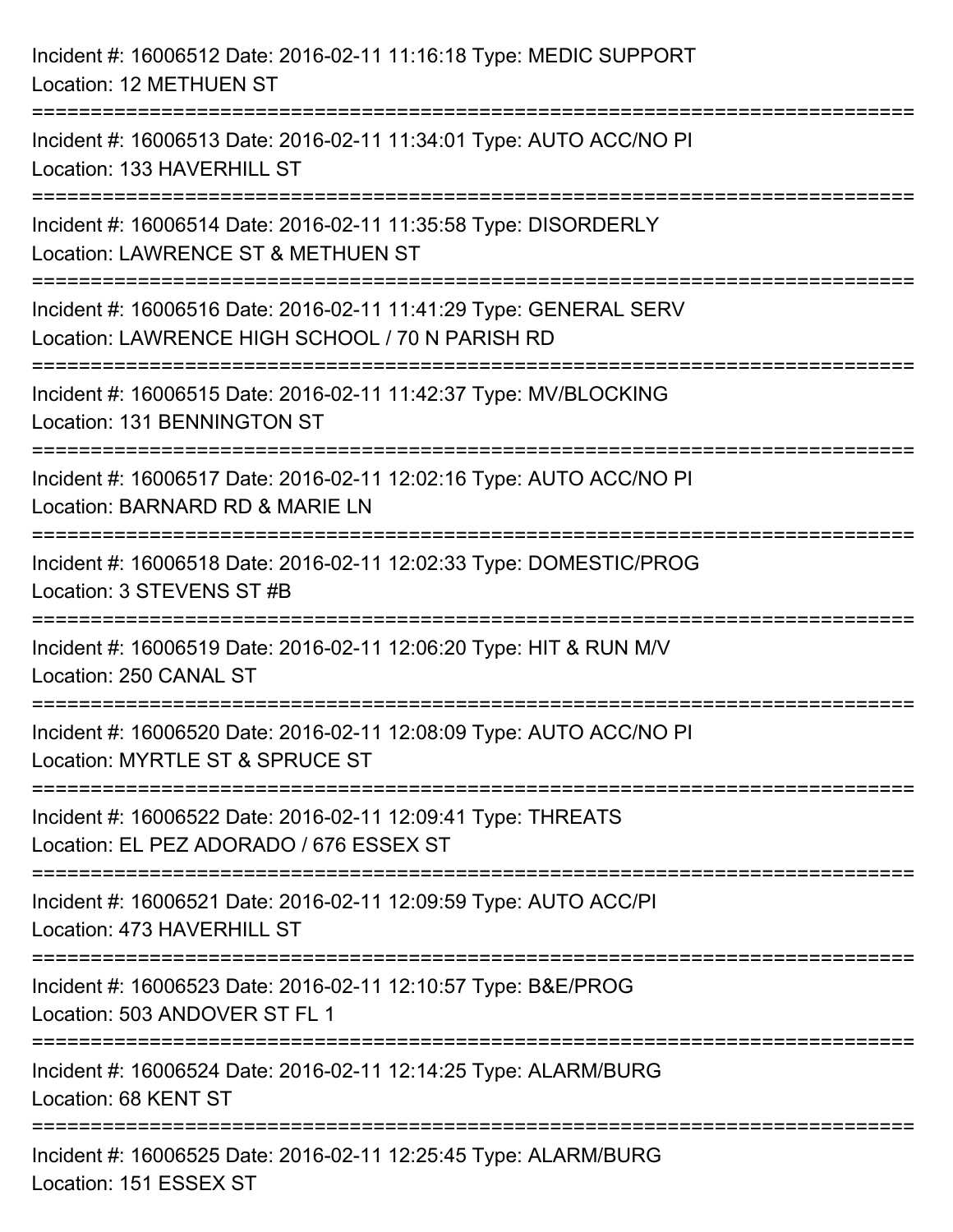Incident #: 16006512 Date: 2016-02-11 11:16:18 Type: MEDIC SUPPORT
Location: 12 METHUEN ST

===========================================================================

Incident #: 16006513 Date: 2016-02-11 11:34:01 Type: AUTO ACC/NO PI
Location: 133 HAVERHILL ST

===========================================================================

Incident #: 16006514 Date: 2016-02-11 11:35:58 Type: DISORDERLY
Location: LAWRENCE ST & METHUEN ST

===========================================================================

Incident #: 16006516 Date: 2016-02-11 11:41:29 Type: GENERAL SERV
Location: LAWRENCE HIGH SCHOOL / 70 N PARISH RD

===========================================================================

Incident #: 16006515 Date: 2016-02-11 11:42:37 Type: MV/BLOCKING
Location: 131 BENNINGTON ST

===========================================================================

Incident #: 16006517 Date: 2016-02-11 12:02:16 Type: AUTO ACC/NO PI
Location: BARNARD RD & MARIE LN

===========================================================================

Incident #: 16006518 Date: 2016-02-11 12:02:33 Type: DOMESTIC/PROG
Location: 3 STEVENS ST #B

===========================================================================

Incident #: 16006519 Date: 2016-02-11 12:06:20 Type: HIT & RUN M/V
Location: 250 CANAL ST

===========================================================================

Incident #: 16006520 Date: 2016-02-11 12:08:09 Type: AUTO ACC/NO PI
Location: MYRTLE ST & SPRUCE ST

===========================================================================

Incident #: 16006522 Date: 2016-02-11 12:09:41 Type: THREATS
Location: EL PEZ ADORADO / 676 ESSEX ST

===========================================================================

Incident #: 16006521 Date: 2016-02-11 12:09:59 Type: AUTO ACC/PI
Location: 473 HAVERHILL ST

===========================================================================

Incident #: 16006523 Date: 2016-02-11 12:10:57 Type: B&E/PROG
Location: 503 ANDOVER ST FL 1

===========================================================================

Incident #: 16006524 Date: 2016-02-11 12:14:25 Type: ALARM/BURG
Location: 68 KENT ST

===========================================================================

Incident #: 16006525 Date: 2016-02-11 12:25:45 Type: ALARM/BURG
Location: 151 ESSEX ST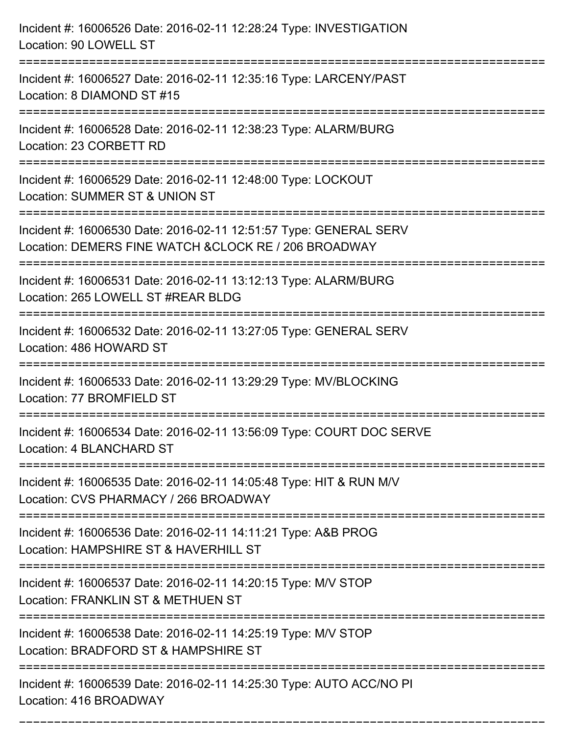Incident #: 16006526 Date: 2016-02-11 12:28:24 Type: INVESTIGATION
Location: 90 LOWELL ST

===========================================================================

Incident #: 16006527 Date: 2016-02-11 12:35:16 Type: LARCENY/PAST
Location: 8 DIAMOND ST #15

===========================================================================

Incident #: 16006528 Date: 2016-02-11 12:38:23 Type: ALARM/BURG
Location: 23 CORBETT RD

===========================================================================

Incident #: 16006529 Date: 2016-02-11 12:48:00 Type: LOCKOUT
Location: SUMMER ST & UNION ST

===========================================================================

Incident #: 16006530 Date: 2016-02-11 12:51:57 Type: GENERAL SERV
Location: DEMERS FINE WATCH &CLOCK RE / 206 BROADWAY

===========================================================================

Incident #: 16006531 Date: 2016-02-11 13:12:13 Type: ALARM/BURG
Location: 265 LOWELL ST #REAR BLDG

===========================================================================

Incident #: 16006532 Date: 2016-02-11 13:27:05 Type: GENERAL SERV
Location: 486 HOWARD ST

===========================================================================

Incident #: 16006533 Date: 2016-02-11 13:29:29 Type: MV/BLOCKING
Location: 77 BROMFIELD ST

===========================================================================

Incident #: 16006534 Date: 2016-02-11 13:56:09 Type: COURT DOC SERVE
Location: 4 BLANCHARD ST

===========================================================================

Incident #: 16006535 Date: 2016-02-11 14:05:48 Type: HIT & RUN M/V
Location: CVS PHARMACY / 266 BROADWAY

===========================================================================

Incident #: 16006536 Date: 2016-02-11 14:11:21 Type: A&B PROG
Location: HAMPSHIRE ST & HAVERHILL ST

===========================================================================

Incident #: 16006537 Date: 2016-02-11 14:20:15 Type: M/V STOP
Location: FRANKLIN ST & METHUEN ST

===========================================================================

Incident #: 16006538 Date: 2016-02-11 14:25:19 Type: M/V STOP
Location: BRADFORD ST & HAMPSHIRE ST

===========================================================================

Incident #: 16006539 Date: 2016-02-11 14:25:30 Type: AUTO ACC/NO PI
Location: 416 BROADWAY

===========================================================================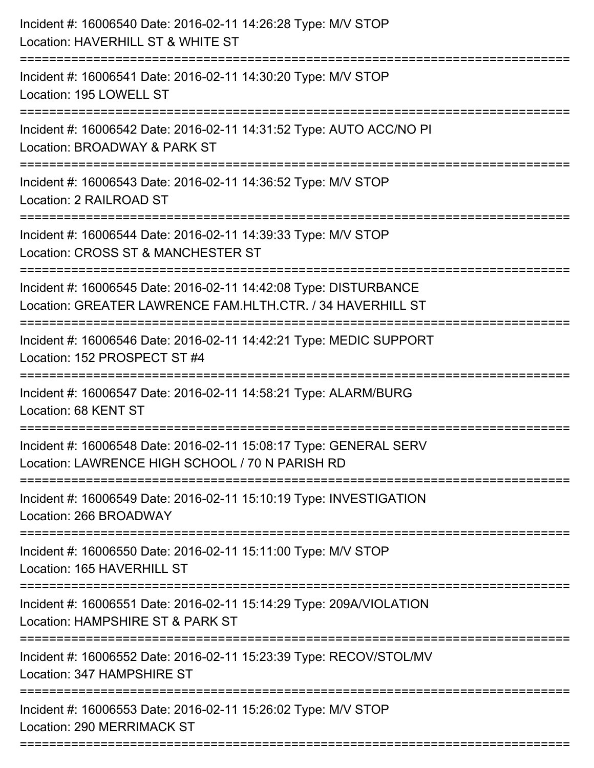Incident #: 16006540 Date: 2016-02-11 14:26:28 Type: M/V STOP
Location: HAVERHILL ST & WHITE ST

===========================================================================

Incident #: 16006541 Date: 2016-02-11 14:30:20 Type: M/V STOP
Location: 195 LOWELL ST

===========================================================================

Incident #: 16006542 Date: 2016-02-11 14:31:52 Type: AUTO ACC/NO PI
Location: BROADWAY & PARK ST

===========================================================================

Incident #: 16006543 Date: 2016-02-11 14:36:52 Type: M/V STOP
Location: 2 RAILROAD ST

===========================================================================

Incident #: 16006544 Date: 2016-02-11 14:39:33 Type: M/V STOP
Location: CROSS ST & MANCHESTER ST

===========================================================================

Incident #: 16006545 Date: 2016-02-11 14:42:08 Type: DISTURBANCE
Location: GREATER LAWRENCE FAM.HLTH.CTR. / 34 HAVERHILL ST

===========================================================================

Incident #: 16006546 Date: 2016-02-11 14:42:21 Type: MEDIC SUPPORT
Location: 152 PROSPECT ST #4

===========================================================================

Incident #: 16006547 Date: 2016-02-11 14:58:21 Type: ALARM/BURG
Location: 68 KENT ST

===========================================================================

Incident #: 16006548 Date: 2016-02-11 15:08:17 Type: GENERAL SERV
Location: LAWRENCE HIGH SCHOOL / 70 N PARISH RD

===========================================================================

Incident #: 16006549 Date: 2016-02-11 15:10:19 Type: INVESTIGATION
Location: 266 BROADWAY

===========================================================================

Incident #: 16006550 Date: 2016-02-11 15:11:00 Type: M/V STOP
Location: 165 HAVERHILL ST

===========================================================================

Incident #: 16006551 Date: 2016-02-11 15:14:29 Type: 209A/VIOLATION
Location: HAMPSHIRE ST & PARK ST

===========================================================================

Incident #: 16006552 Date: 2016-02-11 15:23:39 Type: RECOV/STOL/MV
Location: 347 HAMPSHIRE ST

===========================================================================

Incident #: 16006553 Date: 2016-02-11 15:26:02 Type: M/V STOP
Location: 290 MERRIMACK ST

===========================================================================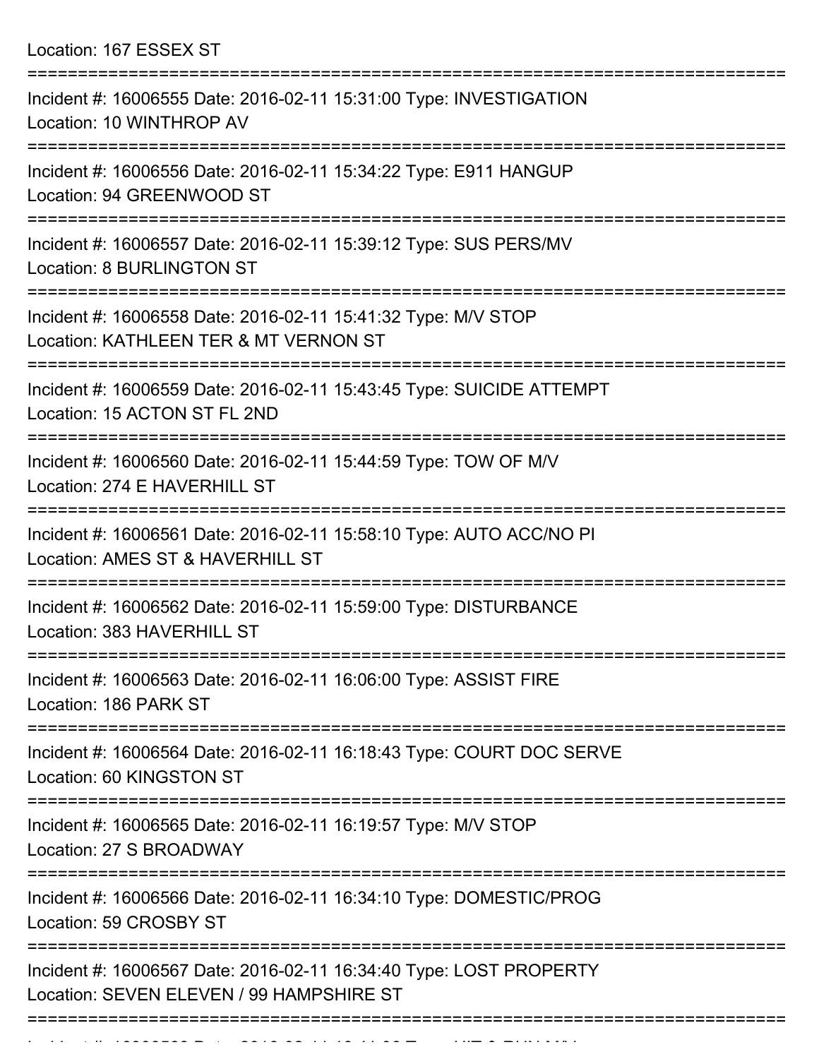Location: 167 ESSEX ST

===========================================================================

Incident #: 16006555 Date: 2016-02-11 15:31:00 Type: INVESTIGATION
Location: 10 WINTHROP AV

===========================================================================

Incident #: 16006556 Date: 2016-02-11 15:34:22 Type: E911 HANGUP
Location: 94 GREENWOOD ST

===========================================================================

Incident #: 16006557 Date: 2016-02-11 15:39:12 Type: SUS PERS/MV
Location: 8 BURLINGTON ST

===========================================================================

Incident #: 16006558 Date: 2016-02-11 15:41:32 Type: M/V STOP
Location: KATHLEEN TER & MT VERNON ST

===========================================================================

Incident #: 16006559 Date: 2016-02-11 15:43:45 Type: SUICIDE ATTEMPT
Location: 15 ACTON ST FL 2ND

===========================================================================

Incident #: 16006560 Date: 2016-02-11 15:44:59 Type: TOW OF M/V
Location: 274 E HAVERHILL ST

===========================================================================

Incident #: 16006561 Date: 2016-02-11 15:58:10 Type: AUTO ACC/NO PI
Location: AMES ST & HAVERHILL ST

===========================================================================

Incident #: 16006562 Date: 2016-02-11 15:59:00 Type: DISTURBANCE
Location: 383 HAVERHILL ST

===========================================================================

Incident #: 16006563 Date: 2016-02-11 16:06:00 Type: ASSIST FIRE
Location: 186 PARK ST

===========================================================================

Incident #: 16006564 Date: 2016-02-11 16:18:43 Type: COURT DOC SERVE
Location: 60 KINGSTON ST

===========================================================================

Incident #: 16006565 Date: 2016-02-11 16:19:57 Type: M/V STOP
Location: 27 S BROADWAY

===========================================================================

Incident #: 16006566 Date: 2016-02-11 16:34:10 Type: DOMESTIC/PROG
Location: 59 CROSBY ST

===========================================================================

Incident #: 16006567 Date: 2016-02-11 16:34:40 Type: LOST PROPERTY
Location: SEVEN ELEVEN / 99 HAMPSHIRE ST

===========================================================================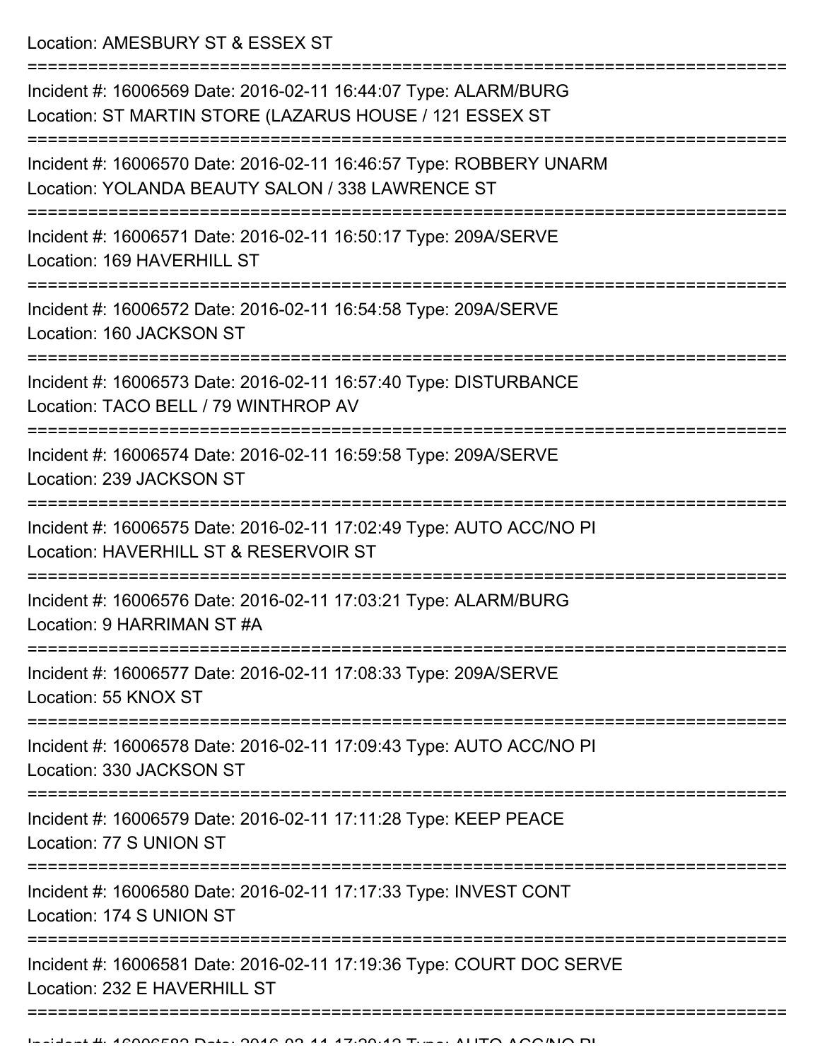Location: AMESBURY ST & ESSEX ST

===========================================================================

Incident #: 16006569 Date: 2016-02-11 16:44:07 Type: ALARM/BURG
Location: ST MARTIN STORE (LAZARUS HOUSE / 121 ESSEX ST

===========================================================================

Incident #: 16006570 Date: 2016-02-11 16:46:57 Type: ROBBERY UNARM
Location: YOLANDA BEAUTY SALON / 338 LAWRENCE ST

===========================================================================

Incident #: 16006571 Date: 2016-02-11 16:50:17 Type: 209A/SERVE
Location: 169 HAVERHILL ST

===========================================================================

Incident #: 16006572 Date: 2016-02-11 16:54:58 Type: 209A/SERVE
Location: 160 JACKSON ST

===========================================================================

Incident #: 16006573 Date: 2016-02-11 16:57:40 Type: DISTURBANCE
Location: TACO BELL / 79 WINTHROP AV

===========================================================================

Incident #: 16006574 Date: 2016-02-11 16:59:58 Type: 209A/SERVE
Location: 239 JACKSON ST

===========================================================================

Incident #: 16006575 Date: 2016-02-11 17:02:49 Type: AUTO ACC/NO PI
Location: HAVERHILL ST & RESERVOIR ST

===========================================================================

Incident #: 16006576 Date: 2016-02-11 17:03:21 Type: ALARM/BURG
Location: 9 HARRIMAN ST #A

===========================================================================

Incident #: 16006577 Date: 2016-02-11 17:08:33 Type: 209A/SERVE
Location: 55 KNOX ST

===========================================================================

Incident #: 16006578 Date: 2016-02-11 17:09:43 Type: AUTO ACC/NO PI
Location: 330 JACKSON ST

===========================================================================

Incident #: 16006579 Date: 2016-02-11 17:11:28 Type: KEEP PEACE
Location: 77 S UNION ST

===========================================================================

Incident #: 16006580 Date: 2016-02-11 17:17:33 Type: INVEST CONT
Location: 174 S UNION ST

===========================================================================

Incident #: 16006581 Date: 2016-02-11 17:19:36 Type: COURT DOC SERVE
Location: 232 E HAVERHILL ST

===========================================================================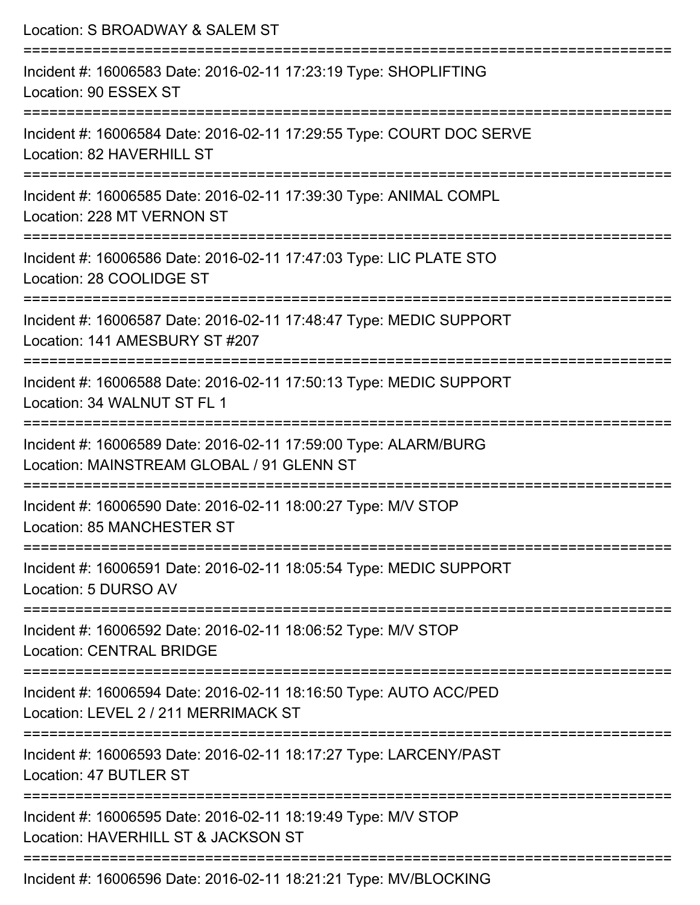Location: S BROADWAY & SALEM ST

===========================================================================

Incident #: 16006583 Date: 2016-02-11 17:23:19 Type: SHOPLIFTING
Location: 90 ESSEX ST

===========================================================================

Incident #: 16006584 Date: 2016-02-11 17:29:55 Type: COURT DOC SERVE
Location: 82 HAVERHILL ST

===========================================================================

Incident #: 16006585 Date: 2016-02-11 17:39:30 Type: ANIMAL COMPL
Location: 228 MT VERNON ST

===========================================================================

Incident #: 16006586 Date: 2016-02-11 17:47:03 Type: LIC PLATE STO
Location: 28 COOLIDGE ST

===========================================================================

Incident #: 16006587 Date: 2016-02-11 17:48:47 Type: MEDIC SUPPORT
Location: 141 AMESBURY ST #207

===========================================================================

Incident #: 16006588 Date: 2016-02-11 17:50:13 Type: MEDIC SUPPORT
Location: 34 WALNUT ST FL 1

===========================================================================

Incident #: 16006589 Date: 2016-02-11 17:59:00 Type: ALARM/BURG
Location: MAINSTREAM GLOBAL / 91 GLENN ST

===========================================================================

Incident #: 16006590 Date: 2016-02-11 18:00:27 Type: M/V STOP
Location: 85 MANCHESTER ST

===========================================================================

Incident #: 16006591 Date: 2016-02-11 18:05:54 Type: MEDIC SUPPORT
Location: 5 DURSO AV

===========================================================================

Incident #: 16006592 Date: 2016-02-11 18:06:52 Type: M/V STOP
Location: CENTRAL BRIDGE

===========================================================================

Incident #: 16006594 Date: 2016-02-11 18:16:50 Type: AUTO ACC/PED
Location: LEVEL 2 / 211 MERRIMACK ST

===========================================================================

Incident #: 16006593 Date: 2016-02-11 18:17:27 Type: LARCENY/PAST
Location: 47 BUTLER ST

===========================================================================

Incident #: 16006595 Date: 2016-02-11 18:19:49 Type: M/V STOP
Location: HAVERHILL ST & JACKSON ST

===========================================================================

Incident #: 16006596 Date: 2016-02-11 18:21:21 Type: MV/BLOCKING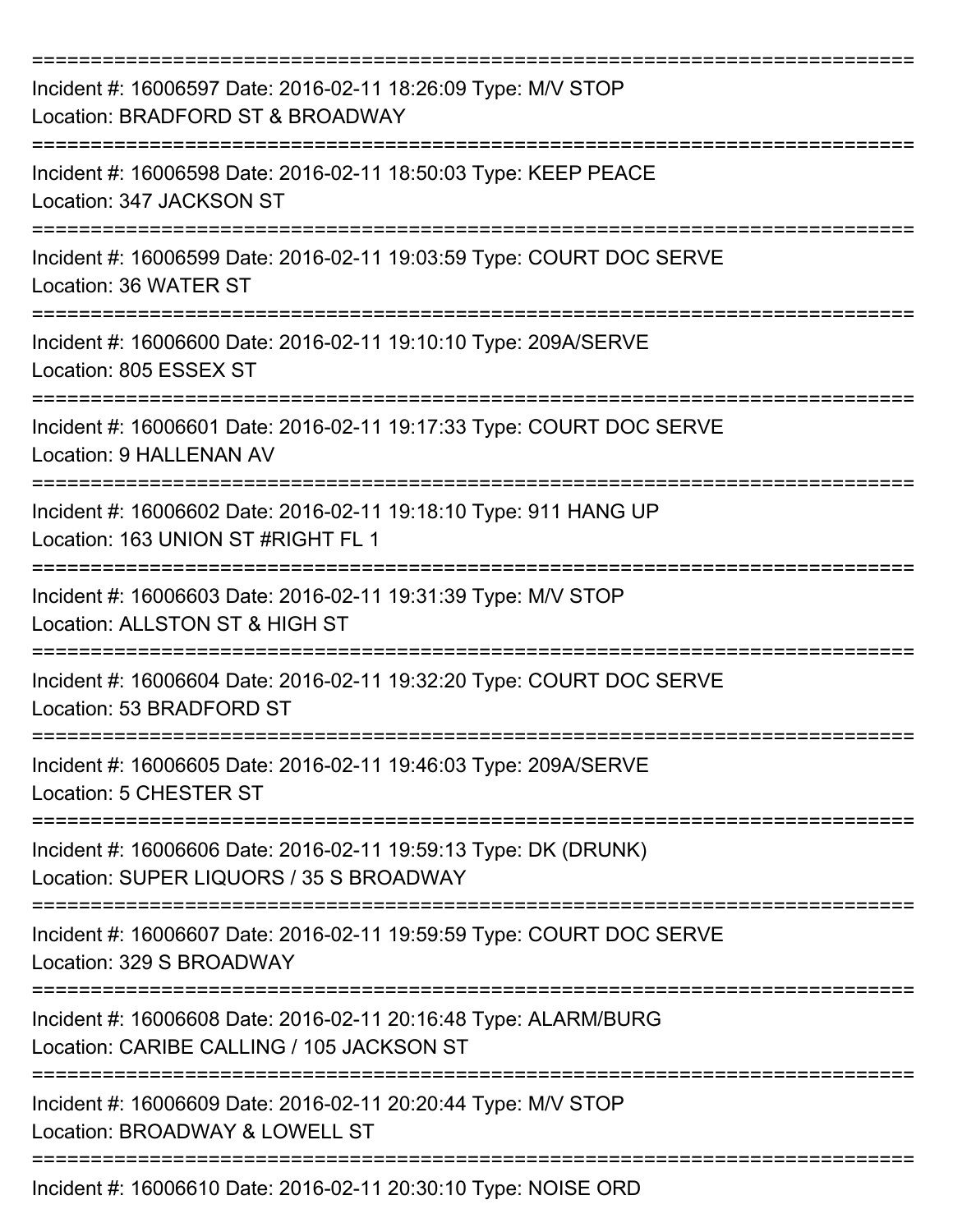===========================================================================

Incident #: 16006597 Date: 2016-02-11 18:26:09 Type: M/V STOP
Location: BRADFORD ST & BROADWAY

===========================================================================

Incident #: 16006598 Date: 2016-02-11 18:50:03 Type: KEEP PEACE
Location: 347 JACKSON ST

===========================================================================

Incident #: 16006599 Date: 2016-02-11 19:03:59 Type: COURT DOC SERVE
Location: 36 WATER ST

===========================================================================

Incident #: 16006600 Date: 2016-02-11 19:10:10 Type: 209A/SERVE
Location: 805 ESSEX ST

===========================================================================

Incident #: 16006601 Date: 2016-02-11 19:17:33 Type: COURT DOC SERVE
Location: 9 HALLENAN AV

===========================================================================

Incident #: 16006602 Date: 2016-02-11 19:18:10 Type: 911 HANG UP
Location: 163 UNION ST #RIGHT FL 1

===========================================================================

Incident #: 16006603 Date: 2016-02-11 19:31:39 Type: M/V STOP
Location: ALLSTON ST & HIGH ST

===========================================================================

Incident #: 16006604 Date: 2016-02-11 19:32:20 Type: COURT DOC SERVE
Location: 53 BRADFORD ST

===========================================================================

Incident #: 16006605 Date: 2016-02-11 19:46:03 Type: 209A/SERVE
Location: 5 CHESTER ST

===========================================================================

Incident #: 16006606 Date: 2016-02-11 19:59:13 Type: DK (DRUNK)
Location: SUPER LIQUORS / 35 S BROADWAY

===========================================================================

Incident #: 16006607 Date: 2016-02-11 19:59:59 Type: COURT DOC SERVE
Location: 329 S BROADWAY

===========================================================================

Incident #: 16006608 Date: 2016-02-11 20:16:48 Type: ALARM/BURG
Location: CARIBE CALLING / 105 JACKSON ST

===========================================================================

Incident #: 16006609 Date: 2016-02-11 20:20:44 Type: M/V STOP
Location: BROADWAY & LOWELL ST

===========================================================================

Incident #: 16006610 Date: 2016-02-11 20:30:10 Type: NOISE ORD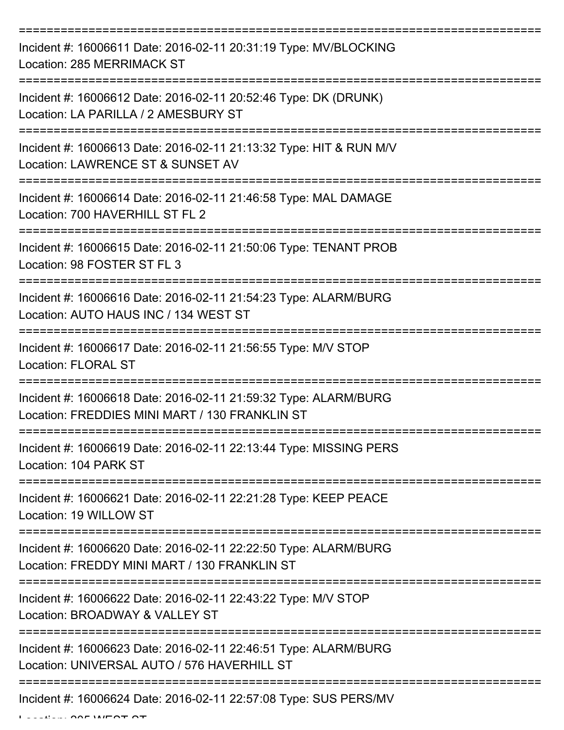===========================================================================

Incident #: 16006611 Date: 2016-02-11 20:31:19 Type: MV/BLOCKING
Location: 285 MERRIMACK ST

===========================================================================

Incident #: 16006612 Date: 2016-02-11 20:52:46 Type: DK (DRUNK)
Location: LA PARILLA / 2 AMESBURY ST

===========================================================================

Incident #: 16006613 Date: 2016-02-11 21:13:32 Type: HIT & RUN M/V
Location: LAWRENCE ST & SUNSET AV

===========================================================================

Incident #: 16006614 Date: 2016-02-11 21:46:58 Type: MAL DAMAGE
Location: 700 HAVERHILL ST FL 2

===========================================================================

Incident #: 16006615 Date: 2016-02-11 21:50:06 Type: TENANT PROB
Location: 98 FOSTER ST FL 3

===========================================================================

Incident #: 16006616 Date: 2016-02-11 21:54:23 Type: ALARM/BURG
Location: AUTO HAUS INC / 134 WEST ST

===========================================================================

Incident #: 16006617 Date: 2016-02-11 21:56:55 Type: M/V STOP
Location: FLORAL ST

===========================================================================

Incident #: 16006618 Date: 2016-02-11 21:59:32 Type: ALARM/BURG
Location: FREDDIES MINI MART / 130 FRANKLIN ST

===========================================================================

Incident #: 16006619 Date: 2016-02-11 22:13:44 Type: MISSING PERS
Location: 104 PARK ST

===========================================================================

Incident #: 16006621 Date: 2016-02-11 22:21:28 Type: KEEP PEACE
Location: 19 WILLOW ST

===========================================================================

Incident #: 16006620 Date: 2016-02-11 22:22:50 Type: ALARM/BURG
Location: FREDDY MINI MART / 130 FRANKLIN ST

===========================================================================

Incident #: 16006622 Date: 2016-02-11 22:43:22 Type: M/V STOP
Location: BROADWAY & VALLEY ST

===========================================================================

Incident #: 16006623 Date: 2016-02-11 22:46:51 Type: ALARM/BURG
Location: UNIVERSAL AUTO / 576 HAVERHILL ST

===========================================================================

Incident #: 16006624 Date: 2016-02-11 22:57:08 Type: SUS PERS/MV
Location: 205 WEST ST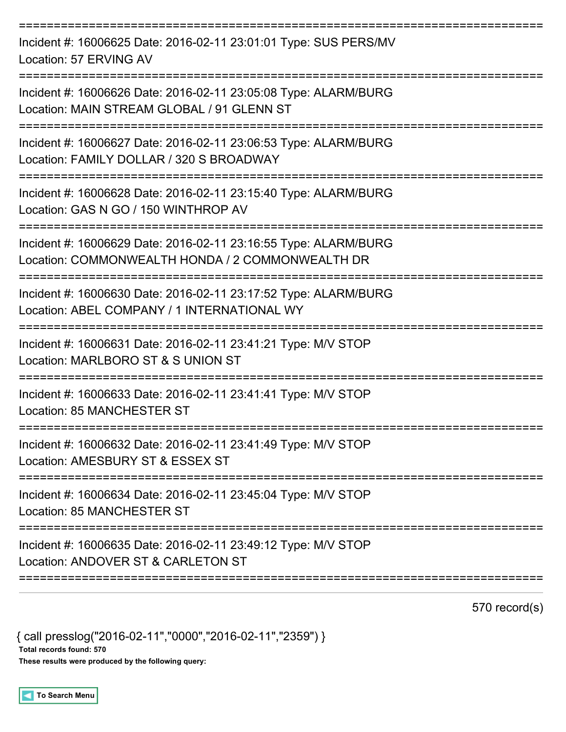===========================================================================

Incident #: 16006625 Date: 2016-02-11 23:01:01 Type: SUS PERS/MV
Location: 57 ERVING AV

===========================================================================

Incident #: 16006626 Date: 2016-02-11 23:05:08 Type: ALARM/BURG
Location: MAIN STREAM GLOBAL / 91 GLENN ST

===========================================================================

Incident #: 16006627 Date: 2016-02-11 23:06:53 Type: ALARM/BURG
Location: FAMILY DOLLAR / 320 S BROADWAY

===========================================================================

Incident #: 16006628 Date: 2016-02-11 23:15:40 Type: ALARM/BURG
Location: GAS N GO / 150 WINTHROP AV

===========================================================================

Incident #: 16006629 Date: 2016-02-11 23:16:55 Type: ALARM/BURG
Location: COMMONWEALTH HONDA / 2 COMMONWEALTH DR

===========================================================================

Incident #: 16006630 Date: 2016-02-11 23:17:52 Type: ALARM/BURG
Location: ABEL COMPANY / 1 INTERNATIONAL WY

===========================================================================

Incident #: 16006631 Date: 2016-02-11 23:41:21 Type: M/V STOP
Location: MARLBORO ST & S UNION ST

===========================================================================

Incident #: 16006633 Date: 2016-02-11 23:41:41 Type: M/V STOP
Location: 85 MANCHESTER ST

===========================================================================

Incident #: 16006632 Date: 2016-02-11 23:41:49 Type: M/V STOP
Location: AMESBURY ST & ESSEX ST

===========================================================================

Incident #: 16006634 Date: 2016-02-11 23:45:04 Type: M/V STOP
Location: 85 MANCHESTER ST

===========================================================================

Incident #: 16006635 Date: 2016-02-11 23:49:12 Type: M/V STOP
Location: ANDOVER ST & CARLETON ST

===========================================================================

570 record(s)

{ call presslog("2016-02-11","0000","2016-02-11","2359") }

**Total records found: 570**

**These results were produced by the following query:**

To Search Menu